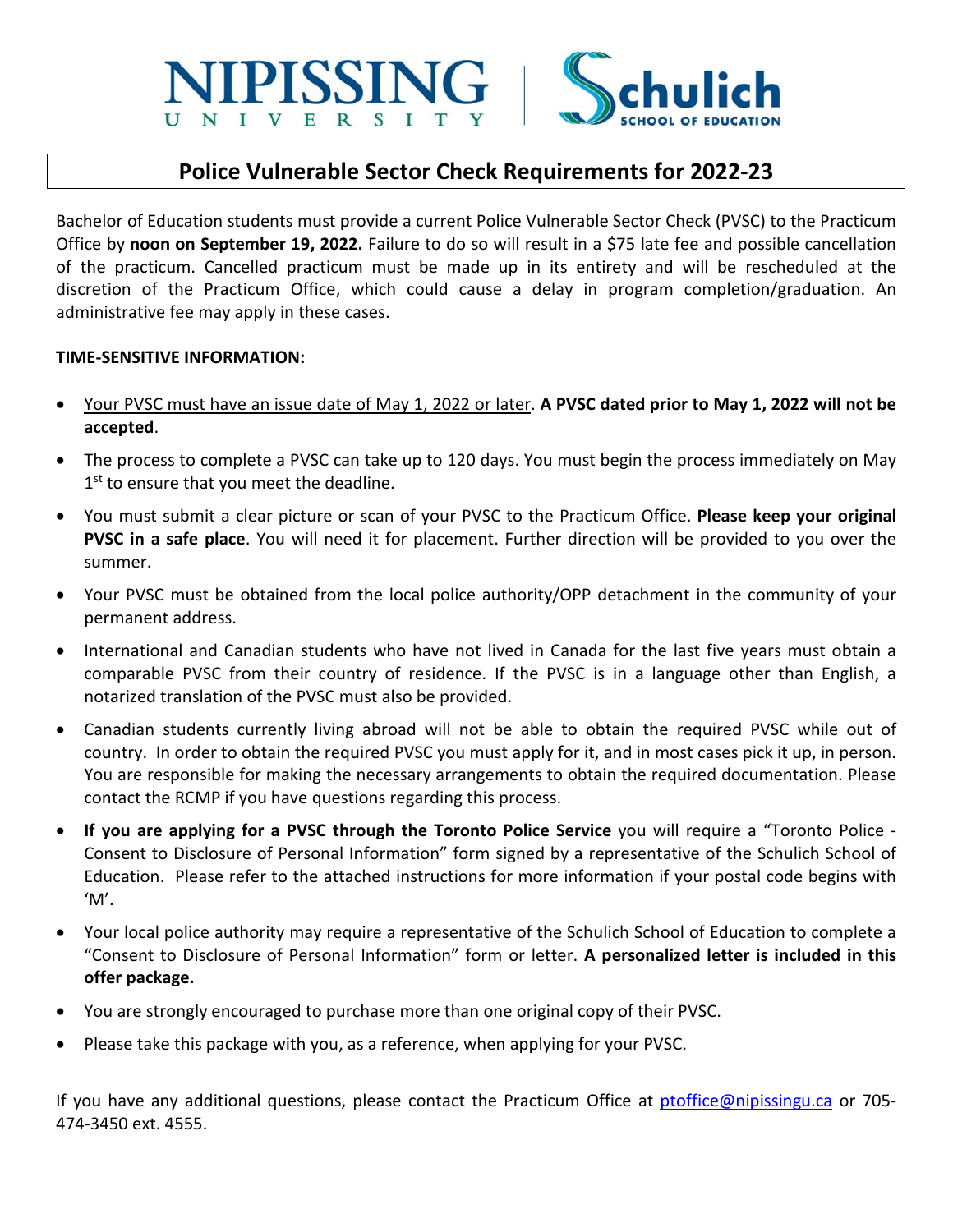NIPISSING UNIVERSITY | Schulich SCHOOL OF EDUCATION

# Police Vulnerable Sector Check Requirements for 2022-23

Bachelor of Education students must provide a current Police Vulnerable Sector Check (PVSC) to the Practicum Office by **noon on September 19, 2022.** Failure to do so will result in a $75 late fee and possible cancellation of the practicum. Cancelled practicum must be made up in its entirety and will be rescheduled at the discretion of the Practicum Office, which could cause a delay in program completion/graduation. An administrative fee may apply in these cases.

**TIME-SENSITIVE INFORMATION:**

- <u>Your PVSC must have an issue date of May 1, 2022 or later</u>. **A PVSC dated prior to May 1, 2022 will not be accepted**.
- The process to complete a PVSC can take up to 120 days. You must begin the process immediately on May 1st to ensure that you meet the deadline.
- You must submit a clear picture or scan of your PVSC to the Practicum Office. **Please keep your original PVSC in a safe place**. You will need it for placement. Further direction will be provided to you over the summer.
- Your PVSC must be obtained from the local police authority/OPP detachment in the community of your permanent address.
- International and Canadian students who have not lived in Canada for the last five years must obtain a comparable PVSC from their country of residence. If the PVSC is in a language other than English, a notarized translation of the PVSC must also be provided.
- Canadian students currently living abroad will not be able to obtain the required PVSC while out of country. In order to obtain the required PVSC you must apply for it, and in most cases pick it up, in person. You are responsible for making the necessary arrangements to obtain the required documentation. Please contact the RCMP if you have questions regarding this process.
- **If you are applying for a PVSC through the Toronto Police Service** you will require a "Toronto Police - Consent to Disclosure of Personal Information" form signed by a representative of the Schulich School of Education. Please refer to the attached instructions for more information if your postal code begins with 'M'.
- Your local police authority may require a representative of the Schulich School of Education to complete a "Consent to Disclosure of Personal Information" form or letter. **A personalized letter is included in this offer package.**
- You are strongly encouraged to purchase more than one original copy of their PVSC.
- Please take this package with you, as a reference, when applying for your PVSC.

If you have any additional questions, please contact the Practicum Office at ptoffice@nipissingu.ca or 705-474-3450 ext. 4555.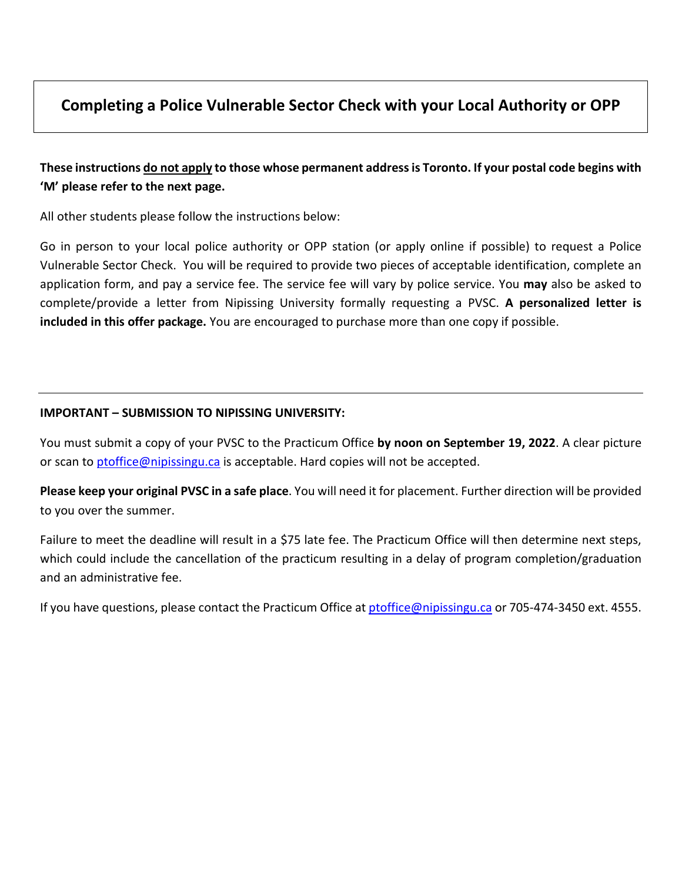# Completing a Police Vulnerable Sector Check with your Local Authority or OPP

**These instructions <u>do not apply</u> to those whose permanent address is Toronto. If your postal code begins with 'M' please refer to the next page.**

All other students please follow the instructions below:

Go in person to your local police authority or OPP station (or apply online if possible) to request a Police Vulnerable Sector Check. You will be required to provide two pieces of acceptable identification, complete an application form, and pay a service fee. The service fee will vary by police service. You **may** also be asked to complete/provide a letter from Nipissing University formally requesting a PVSC. **A personalized letter is included in this offer package.** You are encouraged to purchase more than one copy if possible.

---

**IMPORTANT – SUBMISSION TO NIPISSING UNIVERSITY:**

You must submit a copy of your PVSC to the Practicum Office **by noon on September 19, 2022**. A clear picture or scan to ptoffice@nipissingu.ca is acceptable. Hard copies will not be accepted.

**Please keep your original PVSC in a safe place**. You will need it for placement. Further direction will be provided to you over the summer.

Failure to meet the deadline will result in a $75 late fee. The Practicum Office will then determine next steps, which could include the cancellation of the practicum resulting in a delay of program completion/graduation and an administrative fee.

If you have questions, please contact the Practicum Office at ptoffice@nipissingu.ca or 705-474-3450 ext. 4555.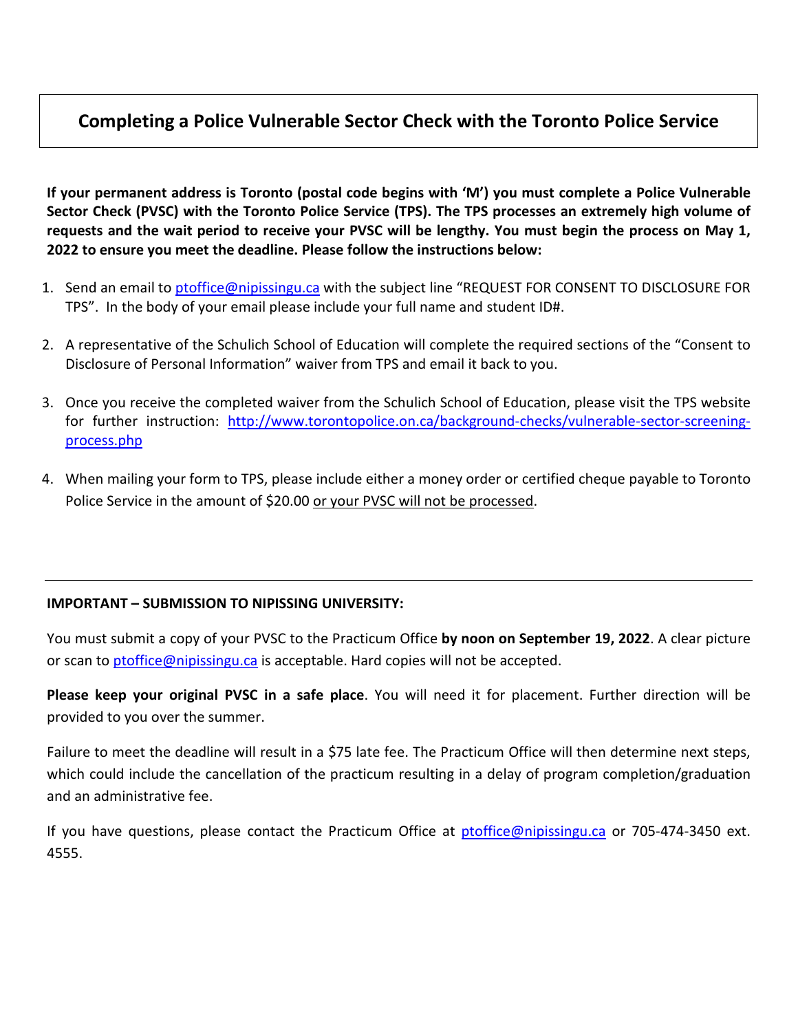# Completing a Police Vulnerable Sector Check with the Toronto Police Service

**If your permanent address is Toronto (postal code begins with 'M') you must complete a Police Vulnerable Sector Check (PVSC) with the Toronto Police Service (TPS). The TPS processes an extremely high volume of requests and the wait period to receive your PVSC will be lengthy. You must begin the process on May 1, 2022 to ensure you meet the deadline. Please follow the instructions below:**

1. Send an email to ptoffice@nipissingu.ca with the subject line "REQUEST FOR CONSENT TO DISCLOSURE FOR TPS". In the body of your email please include your full name and student ID#.
2. A representative of the Schulich School of Education will complete the required sections of the "Consent to Disclosure of Personal Information" waiver from TPS and email it back to you.
3. Once you receive the completed waiver from the Schulich School of Education, please visit the TPS website for further instruction: http://www.torontopolice.on.ca/background-checks/vulnerable-sector-screening-process.php
4. When mailing your form to TPS, please include either a money order or certified cheque payable to Toronto Police Service in the amount of $20.00 <u>or your PVSC will not be processed</u>.

---

**IMPORTANT – SUBMISSION TO NIPISSING UNIVERSITY:**

You must submit a copy of your PVSC to the Practicum Office **by noon on September 19, 2022**. A clear picture or scan to ptoffice@nipissingu.ca is acceptable. Hard copies will not be accepted.

**Please keep your original PVSC in a safe place**. You will need it for placement. Further direction will be provided to you over the summer.

Failure to meet the deadline will result in a $75 late fee. The Practicum Office will then determine next steps, which could include the cancellation of the practicum resulting in a delay of program completion/graduation and an administrative fee.

If you have questions, please contact the Practicum Office at ptoffice@nipissingu.ca or 705-474-3450 ext. 4555.